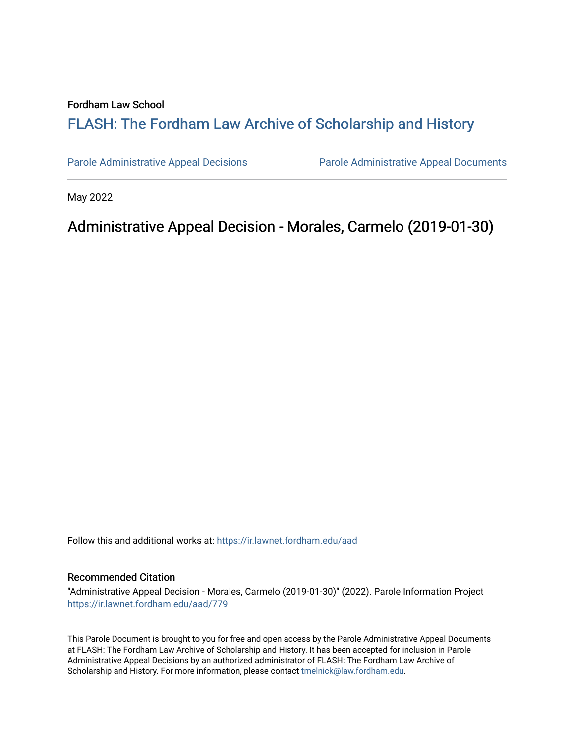Fordham Law School

# FLASH: The Fordham Law Archive of Scholarship and History

Parole Administrative Appeal Decisions    Parole Administrative Appeal Documents

May 2022

## Administrative Appeal Decision - Morales, Carmelo (2019-01-30)

Follow this and additional works at: https://ir.lawnet.fordham.edu/aad

### Recommended Citation

"Administrative Appeal Decision - Morales, Carmelo (2019-01-30)" (2022). Parole Information Project https://ir.lawnet.fordham.edu/aad/779

This Parole Document is brought to you for free and open access by the Parole Administrative Appeal Documents at FLASH: The Fordham Law Archive of Scholarship and History. It has been accepted for inclusion in Parole Administrative Appeal Decisions by an authorized administrator of FLASH: The Fordham Law Archive of Scholarship and History. For more information, please contact tmelnick@law.fordham.edu.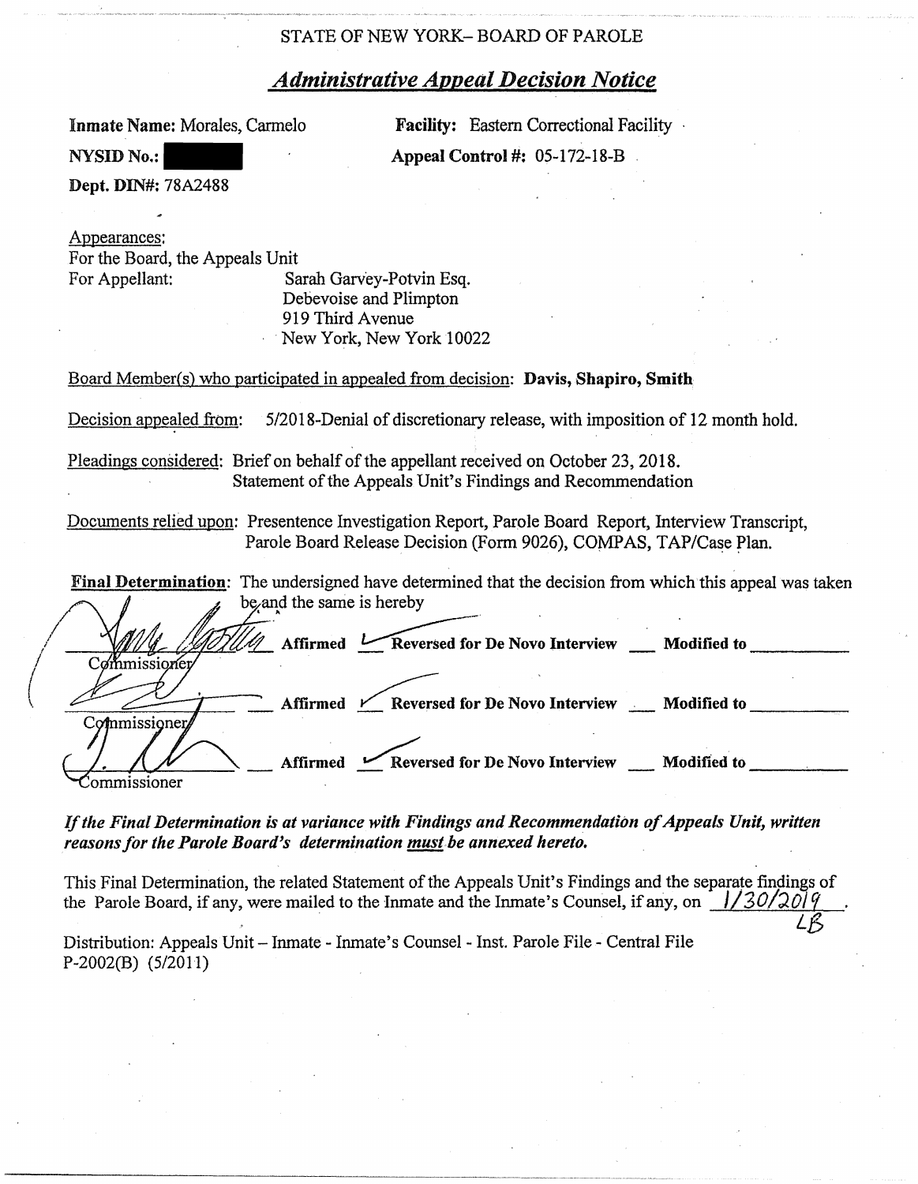STATE OF NEW YORK– BOARD OF PAROLE

## *Administrative Appeal Decision Notice*

**Inmate Name:** Morales, Carmelo

**Facility:** Eastern Correctional Facility

**NYSID No.:** [REDACTED]

**Appeal Control #:** 05-172-18-B

**Dept. DIN#:** 78A2488

Appearances:
For the Board, the Appeals Unit
For Appellant: Sarah Garvey-Potvin Esq.
Debevoise and Plimpton
919 Third Avenue
New York, New York 10022

Board Member(s) who participated in appealed from decision: **Davis, Shapiro, Smith**

Decision appealed from: 5/2018-Denial of discretionary release, with imposition of 12 month hold.

Pleadings considered: Brief on behalf of the appellant received on October 23, 2018.
Statement of the Appeals Unit's Findings and Recommendation

Documents relied upon: Presentence Investigation Report, Parole Board Report, Interview Transcript, Parole Board Release Decision (Form 9026), COMPAS, TAP/Case Plan.

**Final Determination**: The undersigned have determined that the decision from which this appeal was taken be and the same is hereby

| | | | |
|---|---|---|---|
| Commissioner | ___ **Affirmed** | ✓ **Reversed for De Novo Interview** | ___ **Modified to** ______ |
| Commissioner | ___ **Affirmed** | ✓ **Reversed for De Novo Interview** | ___ **Modified to** ______ |
| Commissioner | ___ **Affirmed** | ✓ **Reversed for De Novo Interview** | ___ **Modified to** ______ |

***If the Final Determination is at variance with Findings and Recommendation of Appeals Unit, written reasons for the Parole Board's determination must be annexed hereto.***

This Final Determination, the related Statement of the Appeals Unit's Findings and the separate findings of the Parole Board, if any, were mailed to the Inmate and the Inmate's Counsel, if any, on 1/30/2019 LB.

Distribution: Appeals Unit – Inmate - Inmate's Counsel - Inst. Parole File - Central File
P-2002(B) (5/2011)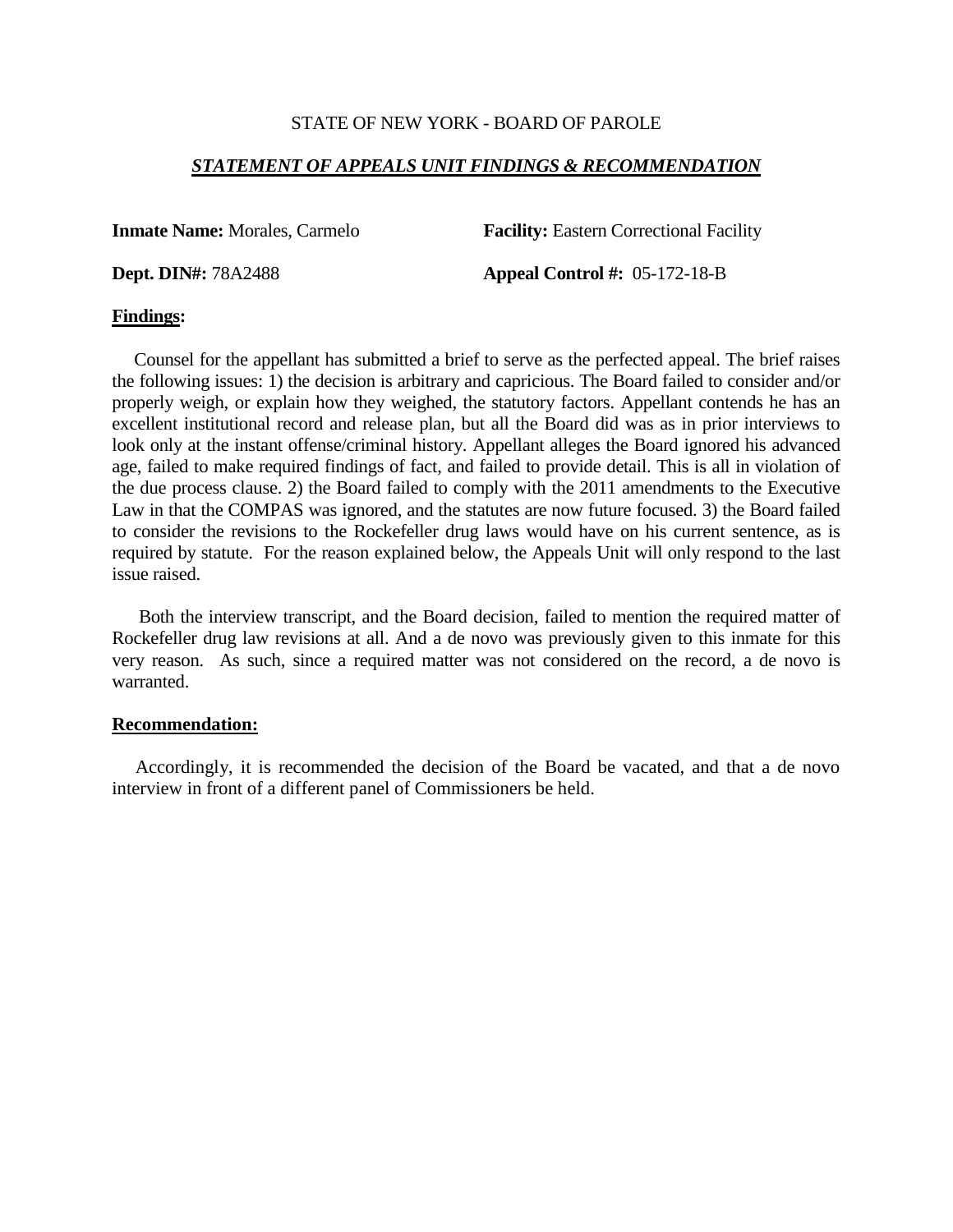STATE OF NEW YORK - BOARD OF PAROLE

***STATEMENT OF APPEALS UNIT FINDINGS & RECOMMENDATION***

**Inmate Name:** Morales, Carmelo

**Facility:** Eastern Correctional Facility

**Dept. DIN#:** 78A2488

**Appeal Control #:** 05-172-18-B

**Findings:**

Counsel for the appellant has submitted a brief to serve as the perfected appeal. The brief raises the following issues: 1) the decision is arbitrary and capricious. The Board failed to consider and/or properly weigh, or explain how they weighed, the statutory factors. Appellant contends he has an excellent institutional record and release plan, but all the Board did was as in prior interviews to look only at the instant offense/criminal history. Appellant alleges the Board ignored his advanced age, failed to make required findings of fact, and failed to provide detail. This is all in violation of the due process clause. 2) the Board failed to comply with the 2011 amendments to the Executive Law in that the COMPAS was ignored, and the statutes are now future focused. 3) the Board failed to consider the revisions to the Rockefeller drug laws would have on his current sentence, as is required by statute. For the reason explained below, the Appeals Unit will only respond to the last issue raised.

Both the interview transcript, and the Board decision, failed to mention the required matter of Rockefeller drug law revisions at all. And a de novo was previously given to this inmate for this very reason. As such, since a required matter was not considered on the record, a de novo is warranted.

**Recommendation:**

Accordingly, it is recommended the decision of the Board be vacated, and that a de novo interview in front of a different panel of Commissioners be held.